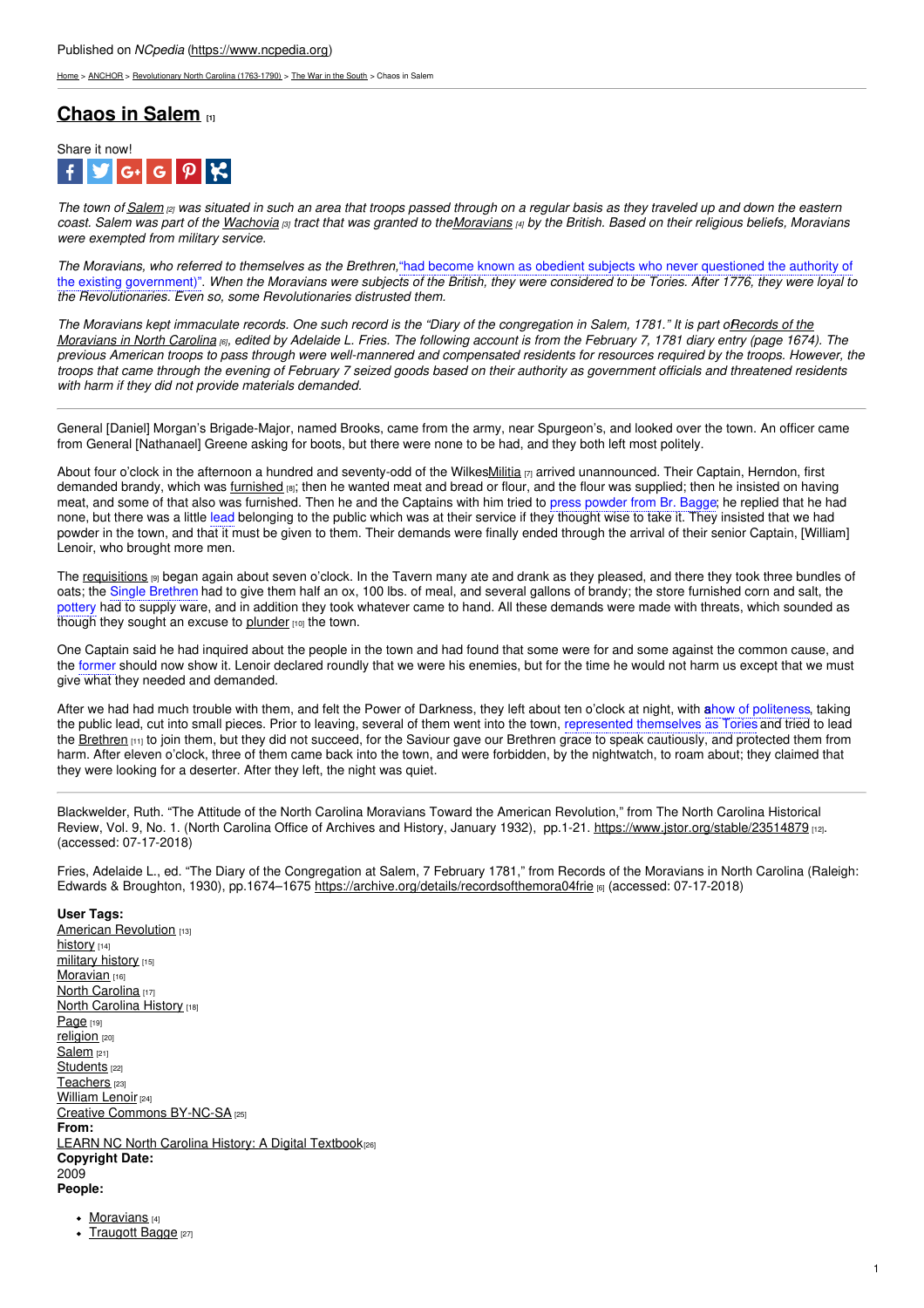Published on *NCpedia* (https://www.ncpedia.org)

Home > ANCHOR > Revolutionary North Carolina (1763-1790) > The War in the South > Chaos in Salem

# Chaos in Salem [1]

Share it now!

*The town of Salem [2] was situated in such an area that troops passed through on a regular basis as they traveled up and down the eastern coast. Salem was part of the Wachovia [3] tract that was granted to the Moravians [4] by the British. Based on their religious beliefs, Moravians were exempted from military service.*

*The Moravians, who referred to themselves as the Brethren, "had become known as obedient subjects who never questioned the authority of the existing government)". When the Moravians were subjects of the British, they were considered to be Tories. After 1776, they were loyal to the Revolutionaries. Even so, some Revolutionaries distrusted them.*

*The Moravians kept immaculate records. One such record is the "Diary of the congregation in Salem, 1781." It is part of Records of the Moravians in North Carolina [6], edited by Adelaide L. Fries. The following account is from the February 7, 1781 diary entry (page 1674). The previous American troops to pass through were well-mannered and compensated residents for resources required by the troops. However, the troops that came through the evening of February 7 seized goods based on their authority as government officials and threatened residents with harm if they did not provide materials demanded.*

---

General [Daniel] Morgan's Brigade-Major, named Brooks, came from the army, near Spurgeon's, and looked over the town. An officer came from General [Nathanael] Greene asking for boots, but there were none to be had, and they both left most politely.

About four o'clock in the afternoon a hundred and seventy-odd of the Wilkes Militia [7] arrived unannounced. Their Captain, Herndon, first demanded brandy, which was furnished [8]; then he wanted meat and bread or flour, and the flour was supplied; then he insisted on having meat, and some of that also was furnished. Then he and the Captains with him tried to press powder from Br. Bagge; he replied that he had none, but there was a little lead belonging to the public which was at their service if they thought wise to take it. They insisted that we had powder in the town, and that it must be given to them. Their demands were finally ended through the arrival of their senior Captain, [William] Lenoir, who brought more men.

The requisitions [9] began again about seven o'clock. In the Tavern many ate and drank as they pleased, and there they took three bundles of oats; the Single Brethren had to give them half an ox, 100 lbs. of meal, and several gallons of brandy; the store furnished corn and salt, the pottery had to supply ware, and in addition they took whatever came to hand. All these demands were made with threats, which sounded as though they sought an excuse to plunder [10] the town.

One Captain said he had inquired about the people in the town and had found that some were for and some against the common cause, and the former should now show it. Lenoir declared roundly that we were his enemies, but for the time he would not harm us except that we must give what they needed and demanded.

After we had had much trouble with them, and felt the Power of Darkness, they left about ten o'clock at night, with a show of politeness, taking the public lead, cut into small pieces. Prior to leaving, several of them went into the town, represented themselves as Tories and tried to lead the Brethren [11] to join them, but they did not succeed, for the Saviour gave our Brethren grace to speak cautiously, and protected them from harm. After eleven o'clock, three of them came back into the town, and were forbidden, by the nightwatch, to roam about; they claimed that they were looking for a deserter. After they left, the night was quiet.

---

Blackwelder, Ruth. "The Attitude of the North Carolina Moravians Toward the American Revolution," from The North Carolina Historical Review, Vol. 9, No. 1. (North Carolina Office of Archives and History, January 1932), pp.1-21. https://www.jstor.org/stable/23514879 [12]. (accessed: 07-17-2018)

Fries, Adelaide L., ed. "The Diary of the Congregation at Salem, 7 February 1781," from Records of the Moravians in North Carolina (Raleigh: Edwards & Broughton, 1930), pp.1674–1675 https://archive.org/details/recordsofthemora04frie [6] (accessed: 07-17-2018)

**User Tags:**
American Revolution [13]
history [14]
military history [15]
Moravian [16]
North Carolina [17]
North Carolina History [18]
Page [19]
religion [20]
Salem [21]
Students [22]
Teachers [23]
William Lenoir [24]
Creative Commons BY-NC-SA [25]
**From:**
LEARN NC North Carolina History: A Digital Textbook [26]
**Copyright Date:**
2009
**People:**

- Moravians [4]
- Traugott Bagge [27]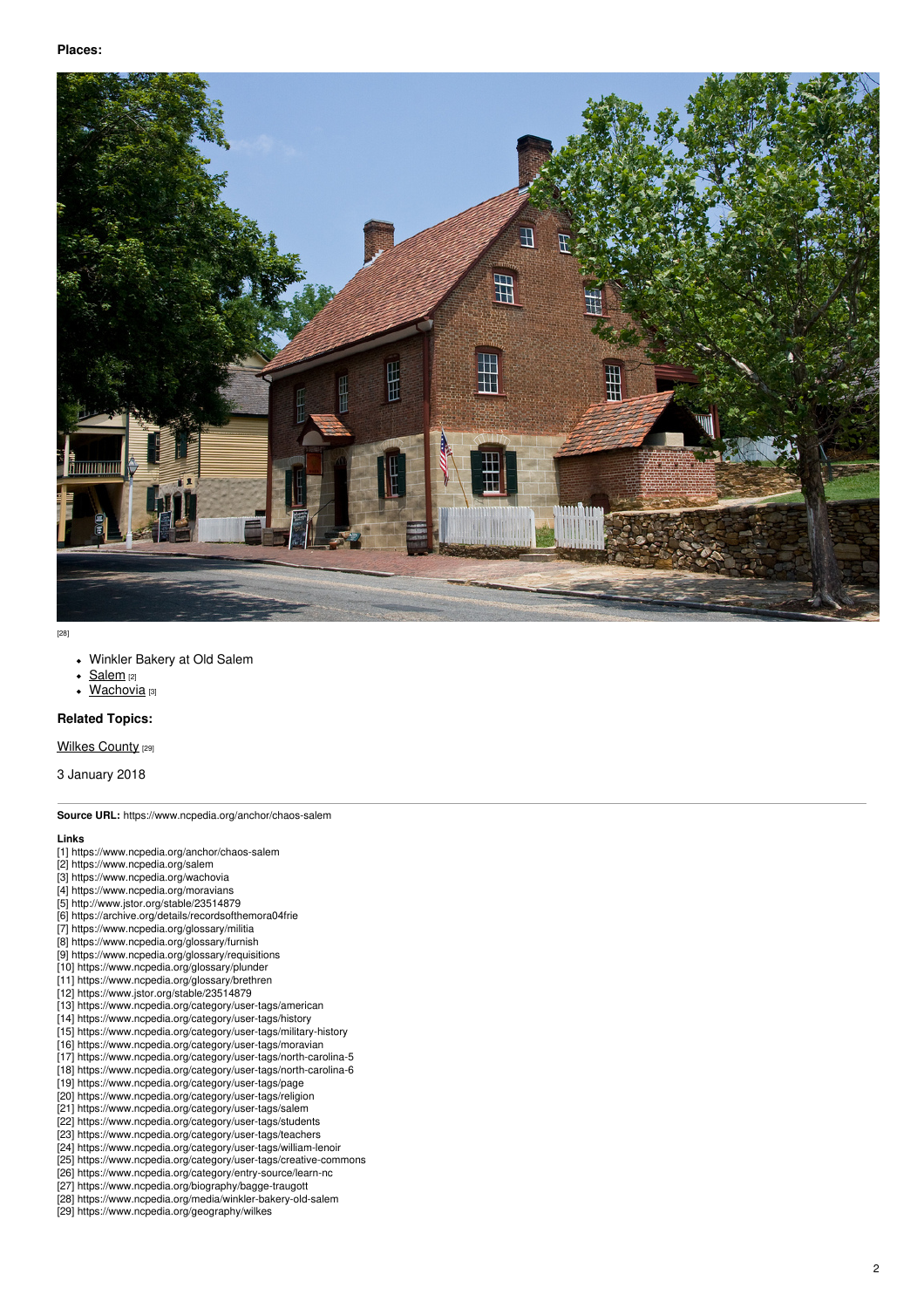**Places:**

[28]

- Winkler Bakery at Old Salem
- Salem [2]
- Wachovia [3]

**Related Topics:**

Wilkes County [29]

3 January 2018

**Source URL:** https://www.ncpedia.org/anchor/chaos-salem

**Links**
[1] https://www.ncpedia.org/anchor/chaos-salem
[2] https://www.ncpedia.org/salem
[3] https://www.ncpedia.org/wachovia
[4] https://www.ncpedia.org/moravians
[5] http://www.jstor.org/stable/23514879
[6] https://archive.org/details/recordsofthemora04frie
[7] https://www.ncpedia.org/glossary/militia
[8] https://www.ncpedia.org/glossary/furnish
[9] https://www.ncpedia.org/glossary/requisitions
[10] https://www.ncpedia.org/glossary/plunder
[11] https://www.ncpedia.org/glossary/brethren
[12] https://www.jstor.org/stable/23514879
[13] https://www.ncpedia.org/category/user-tags/american
[14] https://www.ncpedia.org/category/user-tags/history
[15] https://www.ncpedia.org/category/user-tags/military-history
[16] https://www.ncpedia.org/category/user-tags/moravian
[17] https://www.ncpedia.org/category/user-tags/north-carolina-5
[18] https://www.ncpedia.org/category/user-tags/north-carolina-6
[19] https://www.ncpedia.org/category/user-tags/page
[20] https://www.ncpedia.org/category/user-tags/religion
[21] https://www.ncpedia.org/category/user-tags/salem
[22] https://www.ncpedia.org/category/user-tags/students
[23] https://www.ncpedia.org/category/user-tags/teachers
[24] https://www.ncpedia.org/category/user-tags/william-lenoir
[25] https://www.ncpedia.org/category/user-tags/creative-commons
[26] https://www.ncpedia.org/category/entry-source/learn-nc
[27] https://www.ncpedia.org/biography/bagge-traugott
[28] https://www.ncpedia.org/media/winkler-bakery-old-salem
[29] https://www.ncpedia.org/geography/wilkes